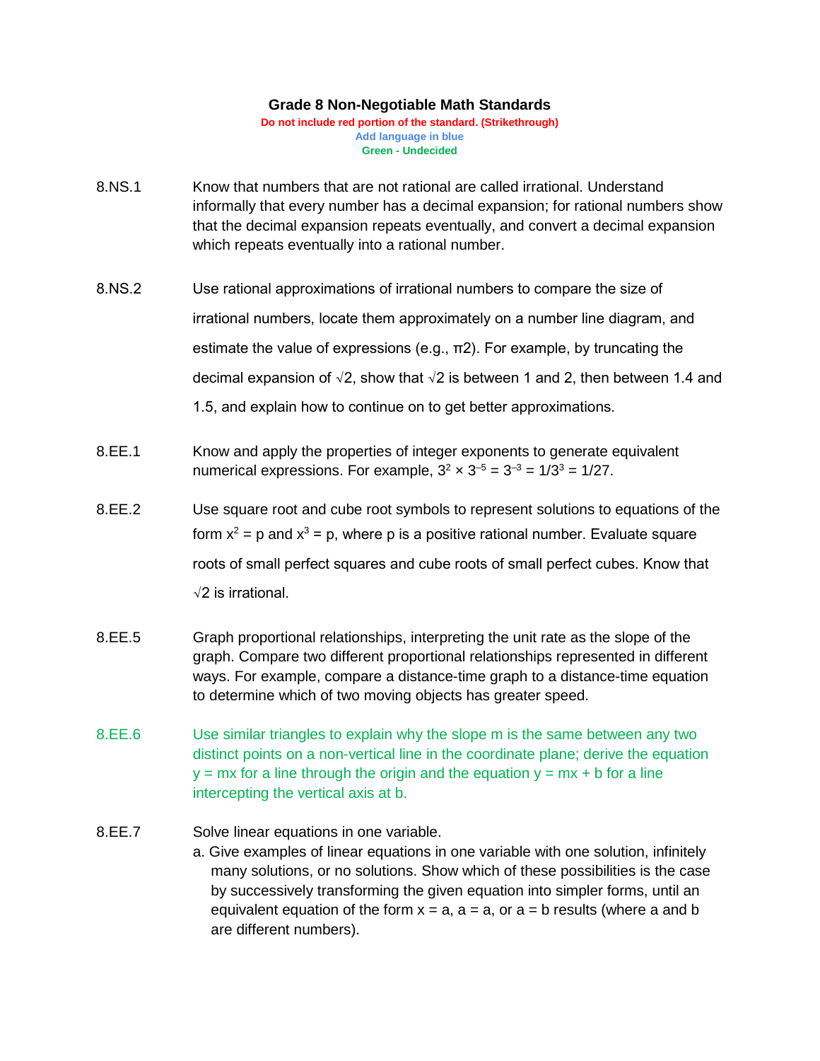# Grade 8 Non-Negotiable Math Standards

**Do not include red portion of the standard. (Strikethrough)**
**Add language in blue**
**Green - Undecided**

8.NS.1 Know that numbers that are not rational are called irrational. Understand informally that every number has a decimal expansion; for rational numbers show that the decimal expansion repeats eventually, and convert a decimal expansion which repeats eventually into a rational number.

8.NS.2 Use rational approximations of irrational numbers to compare the size of irrational numbers, locate them approximately on a number line diagram, and estimate the value of expressions (e.g., $\pi 2$). For example, by truncating the decimal expansion of $\sqrt{2}$, show that $\sqrt{2}$ is between 1 and 2, then between 1.4 and 1.5, and explain how to continue on to get better approximations.

8.EE.1 Know and apply the properties of integer exponents to generate equivalent numerical expressions. For example, $3^2 \times 3^{-5} = 3^{-3} = 1/3^3 = 1/27$.

8.EE.2 Use square root and cube root symbols to represent solutions to equations of the form $x^2 = p$ and $x^3 = p$, where p is a positive rational number. Evaluate square roots of small perfect squares and cube roots of small perfect cubes. Know that $\sqrt{2}$ is irrational.

8.EE.5 Graph proportional relationships, interpreting the unit rate as the slope of the graph. Compare two different proportional relationships represented in different ways. For example, compare a distance-time graph to a distance-time equation to determine which of two moving objects has greater speed.

8.EE.6 Use similar triangles to explain why the slope m is the same between any two distinct points on a non-vertical line in the coordinate plane; derive the equation $y = mx$ for a line through the origin and the equation $y = mx + b$ for a line intercepting the vertical axis at b.

8.EE.7 Solve linear equations in one variable.

a. Give examples of linear equations in one variable with one solution, infinitely many solutions, or no solutions. Show which of these possibilities is the case by successively transforming the given equation into simpler forms, until an equivalent equation of the form $x = a$, $a = a$, or $a = b$ results (where a and b are different numbers).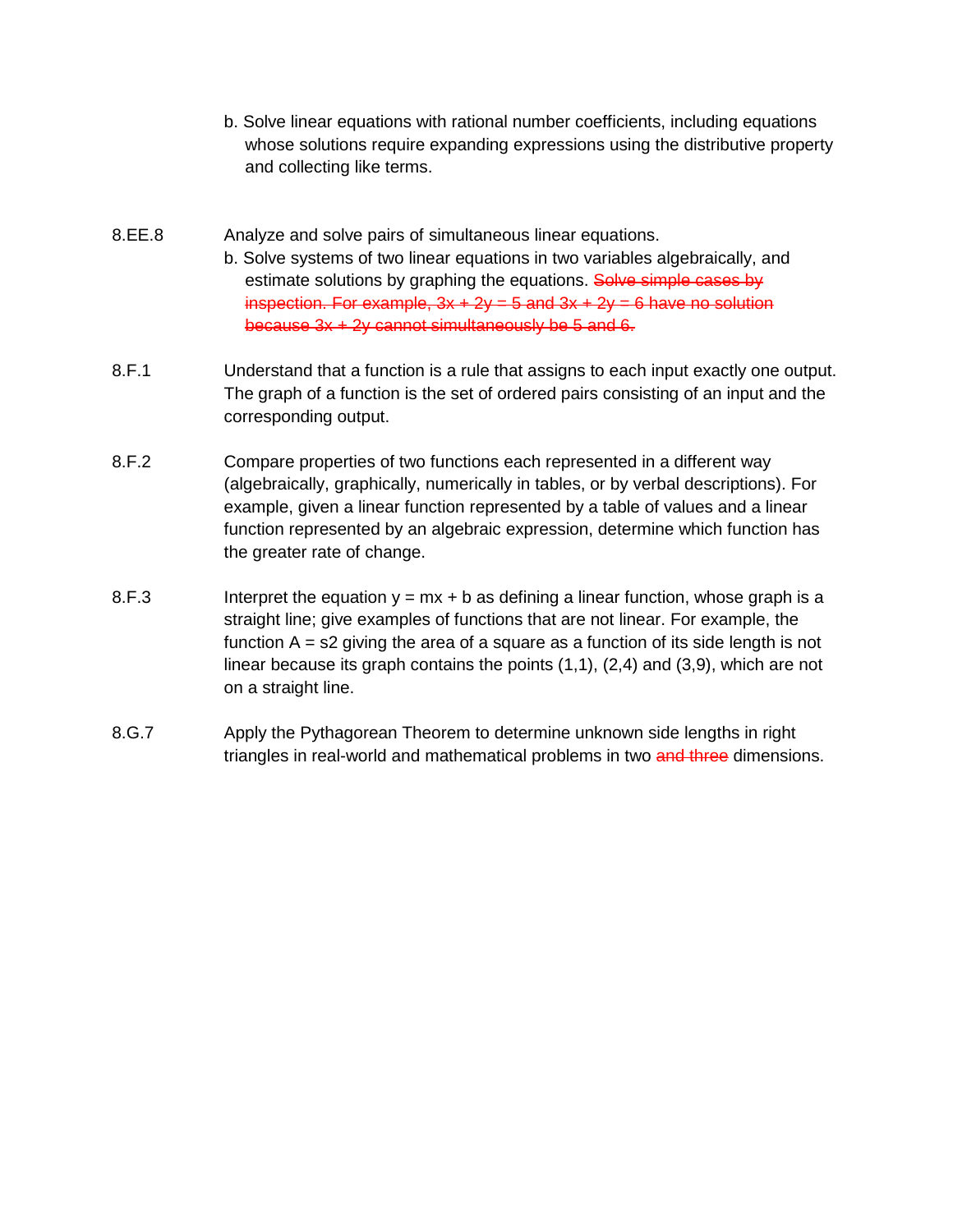b. Solve linear equations with rational number coefficients, including equations whose solutions require expanding expressions using the distributive property and collecting like terms.

**8.EE.8** Analyze and solve pairs of simultaneous linear equations.

b. Solve systems of two linear equations in two variables algebraically, and estimate solutions by graphing the equations. ~~Solve simple cases by inspection. For example, $3x + 2y = 5$ and $3x + 2y = 6$ have no solution because $3x + 2y$ cannot simultaneously be 5 and 6.~~

**8.F.1** Understand that a function is a rule that assigns to each input exactly one output. The graph of a function is the set of ordered pairs consisting of an input and the corresponding output.

**8.F.2** Compare properties of two functions each represented in a different way (algebraically, graphically, numerically in tables, or by verbal descriptions). For example, given a linear function represented by a table of values and a linear function represented by an algebraic expression, determine which function has the greater rate of change.

**8.F.3** Interpret the equation $y = mx + b$ as defining a linear function, whose graph is a straight line; give examples of functions that are not linear. For example, the function $A = s2$ giving the area of a square as a function of its side length is not linear because its graph contains the points (1,1), (2,4) and (3,9), which are not on a straight line.

**8.G.7** Apply the Pythagorean Theorem to determine unknown side lengths in right triangles in real-world and mathematical problems in two ~~and three~~ dimensions.